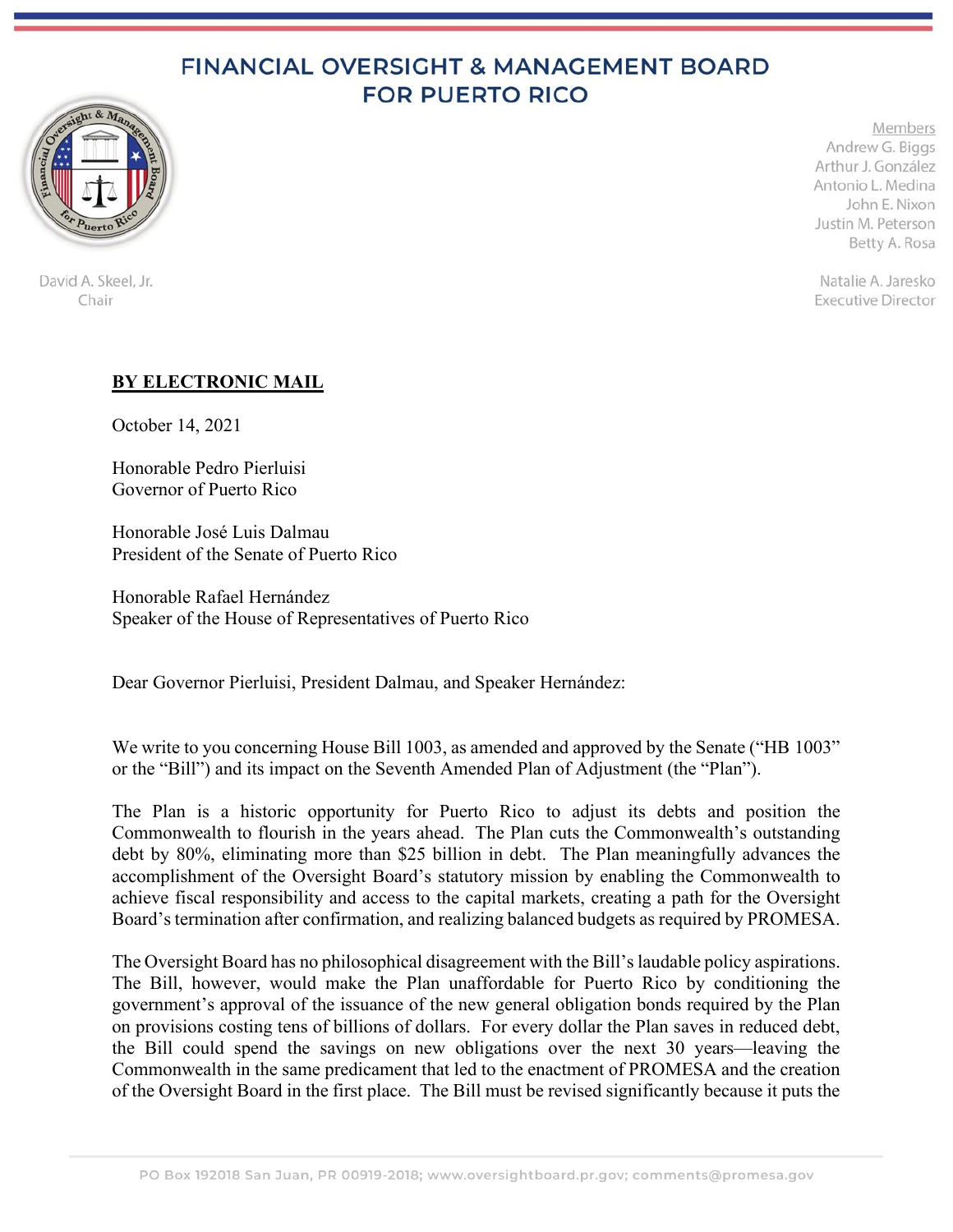# FINANCIAL OVERSIGHT & MANAGEMENT BOARD FOR PUERTO RICO

David A. Skeel, Jr.
Chair

Members
Andrew G. Biggs
Arthur J. González
Antonio L. Medina
John E. Nixon
Justin M. Peterson
Betty A. Rosa

Natalie A. Jaresko
Executive Director

**BY ELECTRONIC MAIL**

October 14, 2021

Honorable Pedro Pierluisi
Governor of Puerto Rico

Honorable José Luis Dalmau
President of the Senate of Puerto Rico

Honorable Rafael Hernández
Speaker of the House of Representatives of Puerto Rico

Dear Governor Pierluisi, President Dalmau, and Speaker Hernández:

We write to you concerning House Bill 1003, as amended and approved by the Senate ("HB 1003" or the "Bill") and its impact on the Seventh Amended Plan of Adjustment (the "Plan").

The Plan is a historic opportunity for Puerto Rico to adjust its debts and position the Commonwealth to flourish in the years ahead. The Plan cuts the Commonwealth's outstanding debt by 80%, eliminating more than $25 billion in debt. The Plan meaningfully advances the accomplishment of the Oversight Board's statutory mission by enabling the Commonwealth to achieve fiscal responsibility and access to the capital markets, creating a path for the Oversight Board's termination after confirmation, and realizing balanced budgets as required by PROMESA.

The Oversight Board has no philosophical disagreement with the Bill's laudable policy aspirations. The Bill, however, would make the Plan unaffordable for Puerto Rico by conditioning the government's approval of the issuance of the new general obligation bonds required by the Plan on provisions costing tens of billions of dollars. For every dollar the Plan saves in reduced debt, the Bill could spend the savings on new obligations over the next 30 years—leaving the Commonwealth in the same predicament that led to the enactment of PROMESA and the creation of the Oversight Board in the first place. The Bill must be revised significantly because it puts the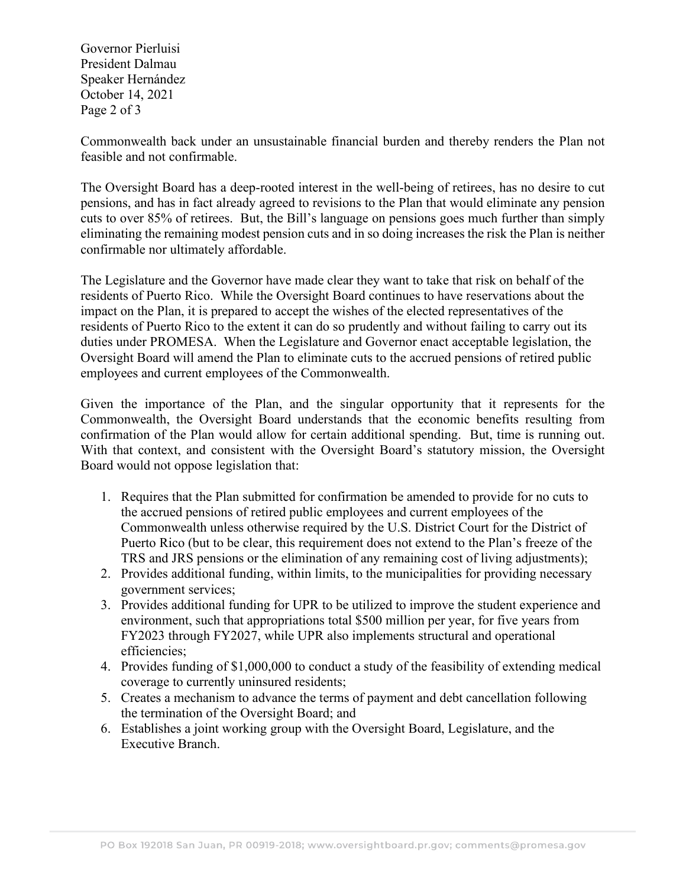Commonwealth back under an unsustainable financial burden and thereby renders the Plan not feasible and not confirmable.

The Oversight Board has a deep-rooted interest in the well-being of retirees, has no desire to cut pensions, and has in fact already agreed to revisions to the Plan that would eliminate any pension cuts to over 85% of retirees. But, the Bill's language on pensions goes much further than simply eliminating the remaining modest pension cuts and in so doing increases the risk the Plan is neither confirmable nor ultimately affordable.

The Legislature and the Governor have made clear they want to take that risk on behalf of the residents of Puerto Rico. While the Oversight Board continues to have reservations about the impact on the Plan, it is prepared to accept the wishes of the elected representatives of the residents of Puerto Rico to the extent it can do so prudently and without failing to carry out its duties under PROMESA. When the Legislature and Governor enact acceptable legislation, the Oversight Board will amend the Plan to eliminate cuts to the accrued pensions of retired public employees and current employees of the Commonwealth.

Given the importance of the Plan, and the singular opportunity that it represents for the Commonwealth, the Oversight Board understands that the economic benefits resulting from confirmation of the Plan would allow for certain additional spending. But, time is running out. With that context, and consistent with the Oversight Board's statutory mission, the Oversight Board would not oppose legislation that:

1. Requires that the Plan submitted for confirmation be amended to provide for no cuts to the accrued pensions of retired public employees and current employees of the Commonwealth unless otherwise required by the U.S. District Court for the District of Puerto Rico (but to be clear, this requirement does not extend to the Plan's freeze of the TRS and JRS pensions or the elimination of any remaining cost of living adjustments);
2. Provides additional funding, within limits, to the municipalities for providing necessary government services;
3. Provides additional funding for UPR to be utilized to improve the student experience and environment, such that appropriations total $500 million per year, for five years from FY2023 through FY2027, while UPR also implements structural and operational efficiencies;
4. Provides funding of $1,000,000 to conduct a study of the feasibility of extending medical coverage to currently uninsured residents;
5. Creates a mechanism to advance the terms of payment and debt cancellation following the termination of the Oversight Board; and
6. Establishes a joint working group with the Oversight Board, Legislature, and the Executive Branch.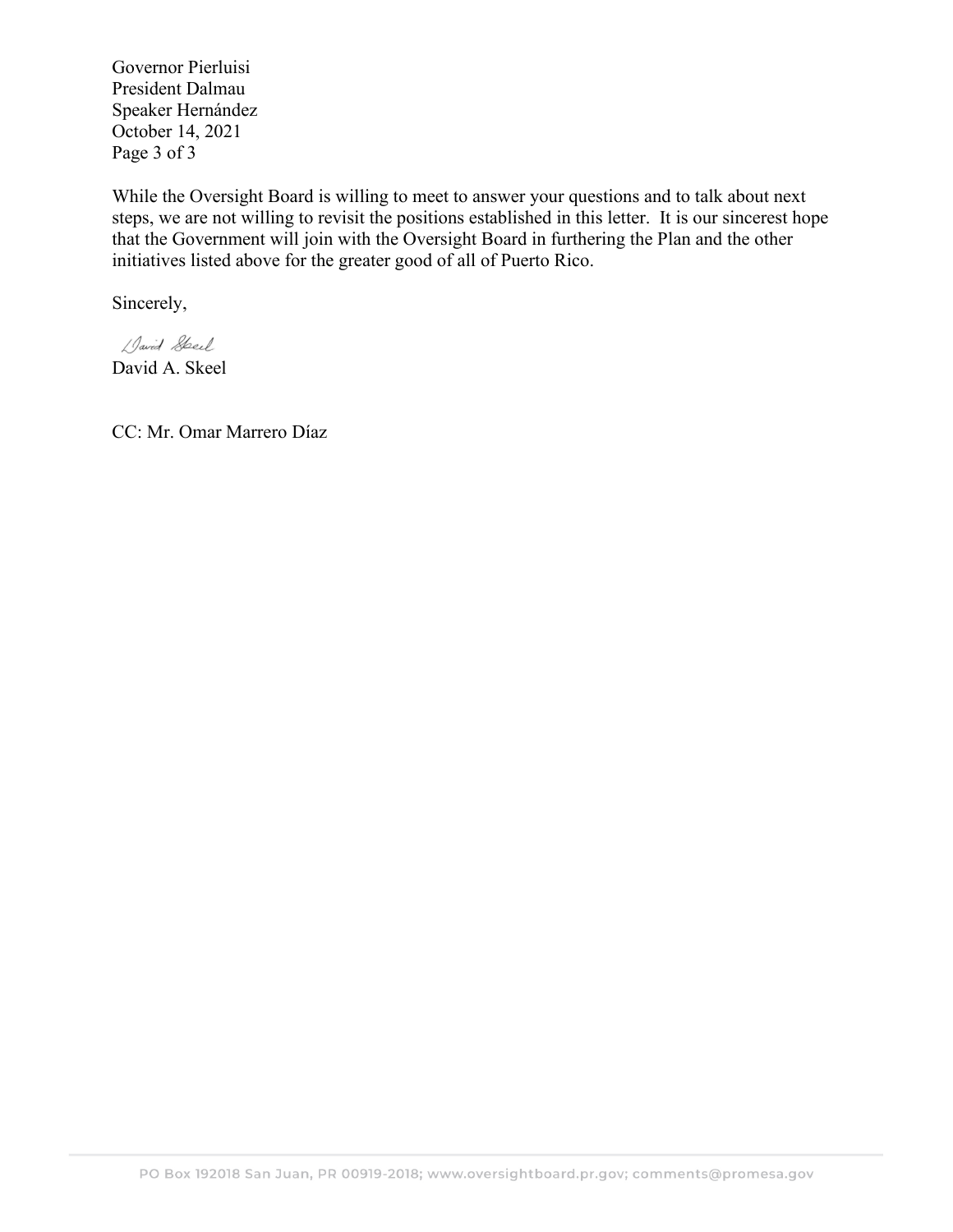While the Oversight Board is willing to meet to answer your questions and to talk about next steps, we are not willing to revisit the positions established in this letter. It is our sincerest hope that the Government will join with the Oversight Board in furthering the Plan and the other initiatives listed above for the greater good of all of Puerto Rico.

Sincerely,

David Skeel

David A. Skeel

CC: Mr. Omar Marrero Díaz